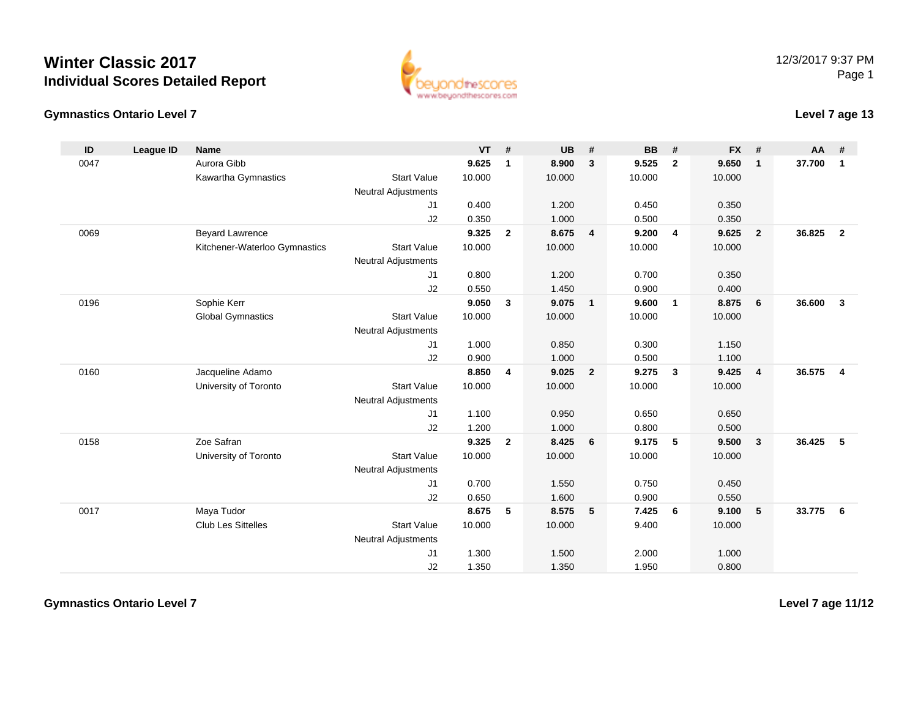# Winter Classic 2017

## Individual Scores Detailed Report

12/3/2017 9:37 PM

### Gymnastics Ontario Level 7

### Level 7 age 13

| ID | League ID | Name | | VT | # | UB | # | BB | # | FX | # | AA | # |
|---|---|---|---|---|---|---|---|---|---|---|---|---|---|
| 0047 | | Aurora Gibb | | **9.625** | **1** | **8.900** | **3** | **9.525** | **2** | **9.650** | **1** | **37.700** | **1** |
| | | Kawartha Gymnastics | Start Value | 10.000 | | 10.000 | | 10.000 | | 10.000 | | | |
| | | | Neutral Adjustments | | | | | | | | | | |
| | | | J1 | 0.400 | | 1.200 | | 0.450 | | 0.350 | | | |
| | | | J2 | 0.350 | | 1.000 | | 0.500 | | 0.350 | | | |
| 0069 | | Beyard Lawrence | | **9.325** | **2** | **8.675** | **4** | **9.200** | **4** | **9.625** | **2** | **36.825** | **2** |
| | | Kitchener-Waterloo Gymnastics | Start Value | 10.000 | | 10.000 | | 10.000 | | 10.000 | | | |
| | | | Neutral Adjustments | | | | | | | | | | |
| | | | J1 | 0.800 | | 1.200 | | 0.700 | | 0.350 | | | |
| | | | J2 | 0.550 | | 1.450 | | 0.900 | | 0.400 | | | |
| 0196 | | Sophie Kerr | | **9.050** | **3** | **9.075** | **1** | **9.600** | **1** | **8.875** | **6** | **36.600** | **3** |
| | | Global Gymnastics | Start Value | 10.000 | | 10.000 | | 10.000 | | 10.000 | | | |
| | | | Neutral Adjustments | | | | | | | | | | |
| | | | J1 | 1.000 | | 0.850 | | 0.300 | | 1.150 | | | |
| | | | J2 | 0.900 | | 1.000 | | 0.500 | | 1.100 | | | |
| 0160 | | Jacqueline Adamo | | **8.850** | **4** | **9.025** | **2** | **9.275** | **3** | **9.425** | **4** | **36.575** | **4** |
| | | University of Toronto | Start Value | 10.000 | | 10.000 | | 10.000 | | 10.000 | | | |
| | | | Neutral Adjustments | | | | | | | | | | |
| | | | J1 | 1.100 | | 0.950 | | 0.650 | | 0.650 | | | |
| | | | J2 | 1.200 | | 1.000 | | 0.800 | | 0.500 | | | |
| 0158 | | Zoe Safran | | **9.325** | **2** | **8.425** | **6** | **9.175** | **5** | **9.500** | **3** | **36.425** | **5** |
| | | University of Toronto | Start Value | 10.000 | | 10.000 | | 10.000 | | 10.000 | | | |
| | | | Neutral Adjustments | | | | | | | | | | |
| | | | J1 | 0.700 | | 1.550 | | 0.750 | | 0.450 | | | |
| | | | J2 | 0.650 | | 1.600 | | 0.900 | | 0.550 | | | |
| 0017 | | Maya Tudor | | **8.675** | **5** | **8.575** | **5** | **7.425** | **6** | **9.100** | **5** | **33.775** | **6** |
| | | Club Les Sittelles | Start Value | 10.000 | | 10.000 | | 9.400 | | 10.000 | | | |
| | | | Neutral Adjustments | | | | | | | | | | |
| | | | J1 | 1.300 | | 1.500 | | 2.000 | | 1.000 | | | |
| | | | J2 | 1.350 | | 1.350 | | 1.950 | | 0.800 | | | |

### Gymnastics Ontario Level 7

### Level 7 age 11/12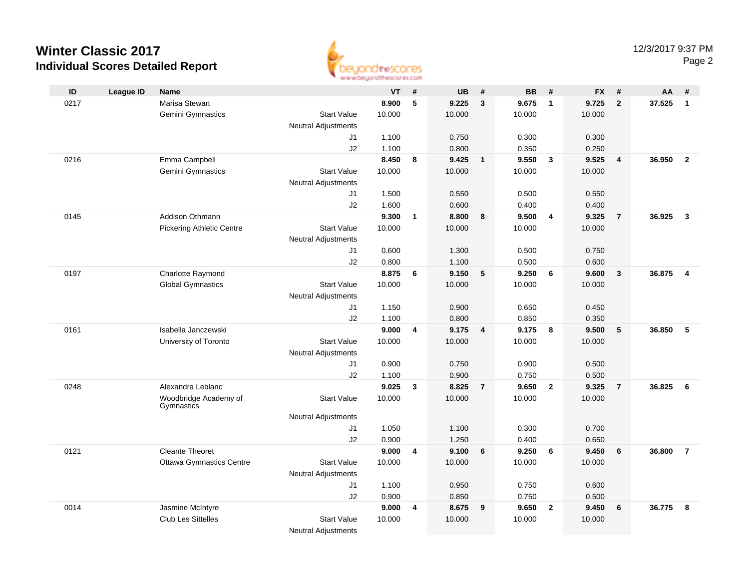# Winter Classic 2017

## Individual Scores Detailed Report

| ID | League ID | Name | | VT | # | UB | # | BB | # | FX | # | AA | # |
|---|---|---|---|---|---|---|---|---|---|---|---|---|---|
| 0217 | | Marisa Stewart | | **8.900** | **5** | **9.225** | **3** | **9.675** | **1** | **9.725** | **2** | **37.525** | **1** |
| | | Gemini Gymnastics | Start Value | 10.000 | | 10.000 | | 10.000 | | 10.000 | | | |
| | | | Neutral Adjustments | | | | | | | | | | |
| | | | J1 | 1.100 | | 0.750 | | 0.300 | | 0.300 | | | |
| | | | J2 | 1.100 | | 0.800 | | 0.350 | | 0.250 | | | |
| 0216 | | Emma Campbell | | **8.450** | **8** | **9.425** | **1** | **9.550** | **3** | **9.525** | **4** | **36.950** | **2** |
| | | Gemini Gymnastics | Start Value | 10.000 | | 10.000 | | 10.000 | | 10.000 | | | |
| | | | Neutral Adjustments | | | | | | | | | | |
| | | | J1 | 1.500 | | 0.550 | | 0.500 | | 0.550 | | | |
| | | | J2 | 1.600 | | 0.600 | | 0.400 | | 0.400 | | | |
| 0145 | | Addison Othmann | | **9.300** | **1** | **8.800** | **8** | **9.500** | **4** | **9.325** | **7** | **36.925** | **3** |
| | | Pickering Athletic Centre | Start Value | 10.000 | | 10.000 | | 10.000 | | 10.000 | | | |
| | | | Neutral Adjustments | | | | | | | | | | |
| | | | J1 | 0.600 | | 1.300 | | 0.500 | | 0.750 | | | |
| | | | J2 | 0.800 | | 1.100 | | 0.500 | | 0.600 | | | |
| 0197 | | Charlotte Raymond | | **8.875** | **6** | **9.150** | **5** | **9.250** | **6** | **9.600** | **3** | **36.875** | **4** |
| | | Global Gymnastics | Start Value | 10.000 | | 10.000 | | 10.000 | | 10.000 | | | |
| | | | Neutral Adjustments | | | | | | | | | | |
| | | | J1 | 1.150 | | 0.900 | | 0.650 | | 0.450 | | | |
| | | | J2 | 1.100 | | 0.800 | | 0.850 | | 0.350 | | | |
| 0161 | | Isabella Janczewski | | **9.000** | **4** | **9.175** | **4** | **9.175** | **8** | **9.500** | **5** | **36.850** | **5** |
| | | University of Toronto | Start Value | 10.000 | | 10.000 | | 10.000 | | 10.000 | | | |
| | | | Neutral Adjustments | | | | | | | | | | |
| | | | J1 | 0.900 | | 0.750 | | 0.900 | | 0.500 | | | |
| | | | J2 | 1.100 | | 0.900 | | 0.750 | | 0.500 | | | |
| 0248 | | Alexandra Leblanc | | **9.025** | **3** | **8.825** | **7** | **9.650** | **2** | **9.325** | **7** | **36.825** | **6** |
| | | Woodbridge Academy of Gymnastics | Start Value | 10.000 | | 10.000 | | 10.000 | | 10.000 | | | |
| | | | Neutral Adjustments | | | | | | | | | | |
| | | | J1 | 1.050 | | 1.100 | | 0.300 | | 0.700 | | | |
| | | | J2 | 0.900 | | 1.250 | | 0.400 | | 0.650 | | | |
| 0121 | | Cleante Theoret | | **9.000** | **4** | **9.100** | **6** | **9.250** | **6** | **9.450** | **6** | **36.800** | **7** |
| | | Ottawa Gymnastics Centre | Start Value | 10.000 | | 10.000 | | 10.000 | | 10.000 | | | |
| | | | Neutral Adjustments | | | | | | | | | | |
| | | | J1 | 1.100 | | 0.950 | | 0.750 | | 0.600 | | | |
| | | | J2 | 0.900 | | 0.850 | | 0.750 | | 0.500 | | | |
| 0014 | | Jasmine McIntyre | | **9.000** | **4** | **8.675** | **9** | **9.650** | **2** | **9.450** | **6** | **36.775** | **8** |
| | | Club Les Sittelles | Start Value | 10.000 | | 10.000 | | 10.000 | | 10.000 | | | |
| | | | Neutral Adjustments | | | | | | | | | | |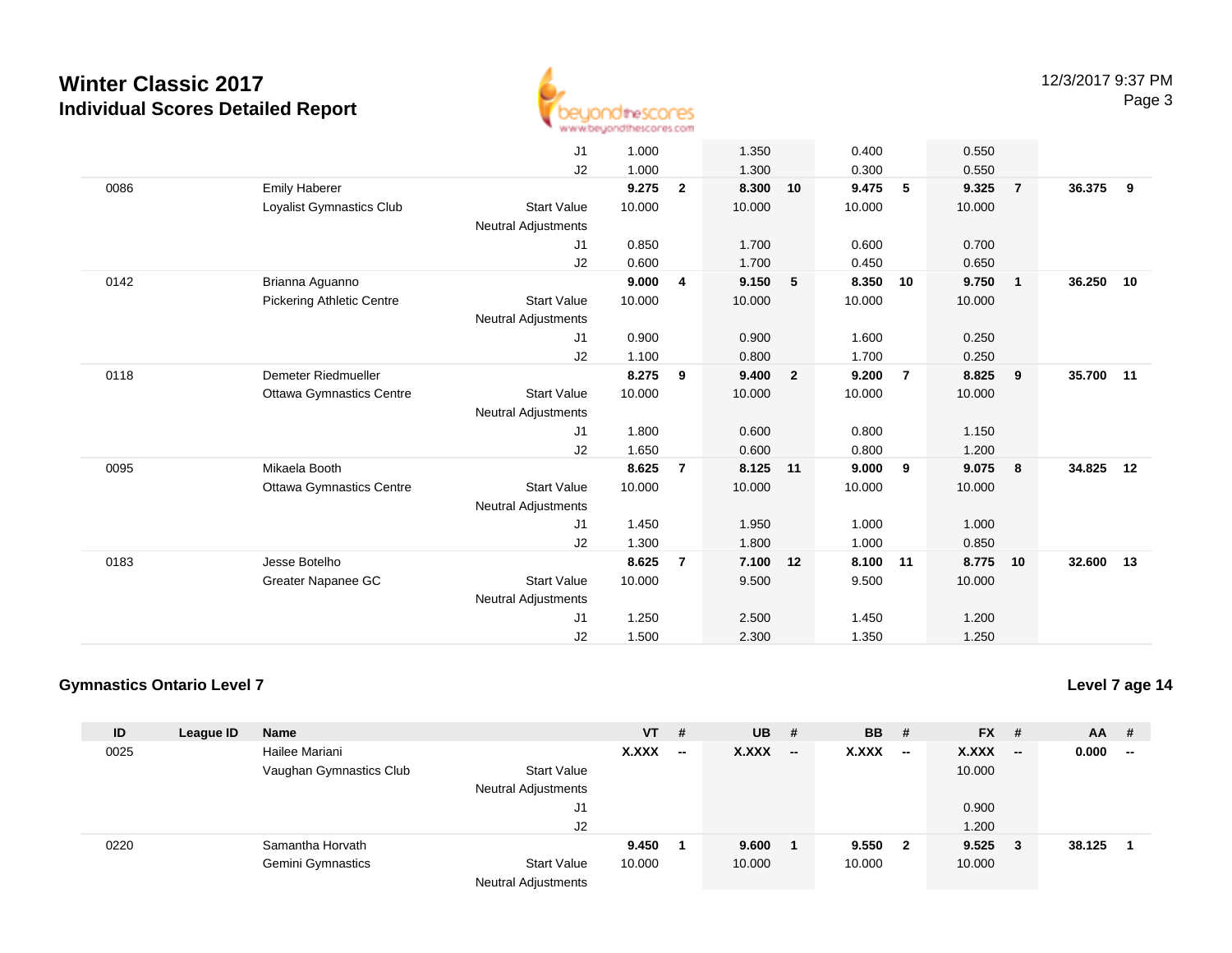# Winter Classic 2017
## Individual Scores Detailed Report

| ID | League ID | Name | | VT | # | UB | # | BB | # | FX | # | AA | # |
|---|---|---|---|---|---|---|---|---|---|---|---|---|---|
| | | | J1 | 1.000 | | 1.350 | | 0.400 | | 0.550 | | | |
| | | | J2 | 1.000 | | 1.300 | | 0.300 | | 0.550 | | | |
| 0086 | | Emily Haberer | | **9.275** | **2** | **8.300** | **10** | **9.475** | **5** | **9.325** | **7** | **36.375** | **9** |
| | | Loyalist Gymnastics Club | Start Value | 10.000 | | 10.000 | | 10.000 | | 10.000 | | | |
| | | | Neutral Adjustments | | | | | | | | | | |
| | | | J1 | 0.850 | | 1.700 | | 0.600 | | 0.700 | | | |
| | | | J2 | 0.600 | | 1.700 | | 0.450 | | 0.650 | | | |
| 0142 | | Brianna Aguanno | | **9.000** | **4** | **9.150** | **5** | **8.350** | **10** | **9.750** | **1** | **36.250** | **10** |
| | | Pickering Athletic Centre | Start Value | 10.000 | | 10.000 | | 10.000 | | 10.000 | | | |
| | | | Neutral Adjustments | | | | | | | | | | |
| | | | J1 | 0.900 | | 0.900 | | 1.600 | | 0.250 | | | |
| | | | J2 | 1.100 | | 0.800 | | 1.700 | | 0.250 | | | |
| 0118 | | Demeter Riedmueller | | **8.275** | **9** | **9.400** | **2** | **9.200** | **7** | **8.825** | **9** | **35.700** | **11** |
| | | Ottawa Gymnastics Centre | Start Value | 10.000 | | 10.000 | | 10.000 | | 10.000 | | | |
| | | | Neutral Adjustments | | | | | | | | | | |
| | | | J1 | 1.800 | | 0.600 | | 0.800 | | 1.150 | | | |
| | | | J2 | 1.650 | | 0.600 | | 0.800 | | 1.200 | | | |
| 0095 | | Mikaela Booth | | **8.625** | **7** | **8.125** | **11** | **9.000** | **9** | **9.075** | **8** | **34.825** | **12** |
| | | Ottawa Gymnastics Centre | Start Value | 10.000 | | 10.000 | | 10.000 | | 10.000 | | | |
| | | | Neutral Adjustments | | | | | | | | | | |
| | | | J1 | 1.450 | | 1.950 | | 1.000 | | 1.000 | | | |
| | | | J2 | 1.300 | | 1.800 | | 1.000 | | 0.850 | | | |
| 0183 | | Jesse Botelho | | **8.625** | **7** | **7.100** | **12** | **8.100** | **11** | **8.775** | **10** | **32.600** | **13** |
| | | Greater Napanee GC | Start Value | 10.000 | | 9.500 | | 9.500 | | 10.000 | | | |
| | | | Neutral Adjustments | | | | | | | | | | |
| | | | J1 | 1.250 | | 2.500 | | 1.450 | | 1.200 | | | |
| | | | J2 | 1.500 | | 2.300 | | 1.350 | | 1.250 | | | |

### Gymnastics Ontario Level 7

**Level 7 age 14**

| ID | League ID | Name | | VT | # | UB | # | BB | # | FX | # | AA | # |
|---|---|---|---|---|---|---|---|---|---|---|---|---|---|
| 0025 | | Hailee Mariani | | **X.XXX** | **--** | **X.XXX** | **--** | **X.XXX** | **--** | **X.XXX** | **--** | **0.000** | **--** |
| | | Vaughan Gymnastics Club | Start Value | | | | | | | 10.000 | | | |
| | | | Neutral Adjustments | | | | | | | | | | |
| | | | J1 | | | | | | | 0.900 | | | |
| | | | J2 | | | | | | | 1.200 | | | |
| 0220 | | Samantha Horvath | | **9.450** | **1** | **9.600** | **1** | **9.550** | **2** | **9.525** | **3** | **38.125** | **1** |
| | | Gemini Gymnastics | Start Value | 10.000 | | 10.000 | | 10.000 | | 10.000 | | | |
| | | | Neutral Adjustments | | | | | | | | | | |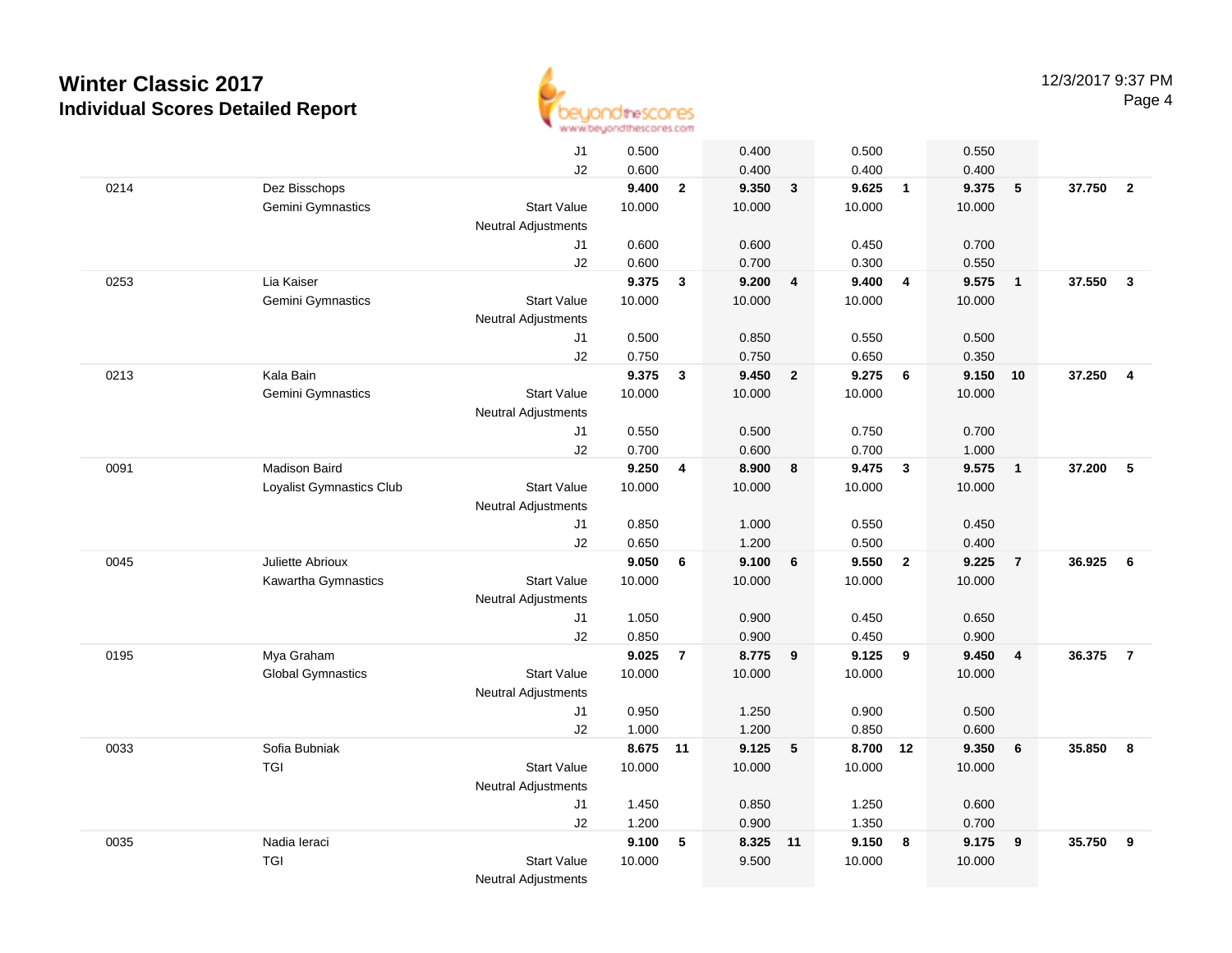# Winter Classic 2017

## Individual Scores Detailed Report

| # | Name | | Vault | Rank | Bars | Rank | Beam | Rank | Floor | Rank | AA | Rank |
|---|---|---|---|---|---|---|---|---|---|---|---|---|
| | | J1 | 0.500 | | 0.400 | | 0.500 | | 0.550 | | | |
| | | J2 | 0.600 | | 0.400 | | 0.400 | | 0.400 | | | |
| 0214 | Dez Bisschops | | **9.400** | **2** | **9.350** | **3** | **9.625** | **1** | **9.375** | **5** | **37.750** | **2** |
| | Gemini Gymnastics | Start Value | 10.000 | | 10.000 | | 10.000 | | 10.000 | | | |
| | | Neutral Adjustments | | | | | | | | | | |
| | | J1 | 0.600 | | 0.600 | | 0.450 | | 0.700 | | | |
| | | J2 | 0.600 | | 0.700 | | 0.300 | | 0.550 | | | |
| 0253 | Lia Kaiser | | **9.375** | **3** | **9.200** | **4** | **9.400** | **4** | **9.575** | **1** | **37.550** | **3** |
| | Gemini Gymnastics | Start Value | 10.000 | | 10.000 | | 10.000 | | 10.000 | | | |
| | | Neutral Adjustments | | | | | | | | | | |
| | | J1 | 0.500 | | 0.850 | | 0.550 | | 0.500 | | | |
| | | J2 | 0.750 | | 0.750 | | 0.650 | | 0.350 | | | |
| 0213 | Kala Bain | | **9.375** | **3** | **9.450** | **2** | **9.275** | **6** | **9.150** | **10** | **37.250** | **4** |
| | Gemini Gymnastics | Start Value | 10.000 | | 10.000 | | 10.000 | | 10.000 | | | |
| | | Neutral Adjustments | | | | | | | | | | |
| | | J1 | 0.550 | | 0.500 | | 0.750 | | 0.700 | | | |
| | | J2 | 0.700 | | 0.600 | | 0.700 | | 1.000 | | | |
| 0091 | Madison Baird | | **9.250** | **4** | **8.900** | **8** | **9.475** | **3** | **9.575** | **1** | **37.200** | **5** |
| | Loyalist Gymnastics Club | Start Value | 10.000 | | 10.000 | | 10.000 | | 10.000 | | | |
| | | Neutral Adjustments | | | | | | | | | | |
| | | J1 | 0.850 | | 1.000 | | 0.550 | | 0.450 | | | |
| | | J2 | 0.650 | | 1.200 | | 0.500 | | 0.400 | | | |
| 0045 | Juliette Abrioux | | **9.050** | **6** | **9.100** | **6** | **9.550** | **2** | **9.225** | **7** | **36.925** | **6** |
| | Kawartha Gymnastics | Start Value | 10.000 | | 10.000 | | 10.000 | | 10.000 | | | |
| | | Neutral Adjustments | | | | | | | | | | |
| | | J1 | 1.050 | | 0.900 | | 0.450 | | 0.650 | | | |
| | | J2 | 0.850 | | 0.900 | | 0.450 | | 0.900 | | | |
| 0195 | Mya Graham | | **9.025** | **7** | **8.775** | **9** | **9.125** | **9** | **9.450** | **4** | **36.375** | **7** |
| | Global Gymnastics | Start Value | 10.000 | | 10.000 | | 10.000 | | 10.000 | | | |
| | | Neutral Adjustments | | | | | | | | | | |
| | | J1 | 0.950 | | 1.250 | | 0.900 | | 0.500 | | | |
| | | J2 | 1.000 | | 1.200 | | 0.850 | | 0.600 | | | |
| 0033 | Sofia Bubniak | | **8.675** | **11** | **9.125** | **5** | **8.700** | **12** | **9.350** | **6** | **35.850** | **8** |
| | TGI | Start Value | 10.000 | | 10.000 | | 10.000 | | 10.000 | | | |
| | | Neutral Adjustments | | | | | | | | | | |
| | | J1 | 1.450 | | 0.850 | | 1.250 | | 0.600 | | | |
| | | J2 | 1.200 | | 0.900 | | 1.350 | | 0.700 | | | |
| 0035 | Nadia Ieraci | | **9.100** | **5** | **8.325** | **11** | **9.150** | **8** | **9.175** | **9** | **35.750** | **9** |
| | TGI | Start Value | 10.000 | | 9.500 | | 10.000 | | 10.000 | | | |
| | | Neutral Adjustments | | | | | | | | | | |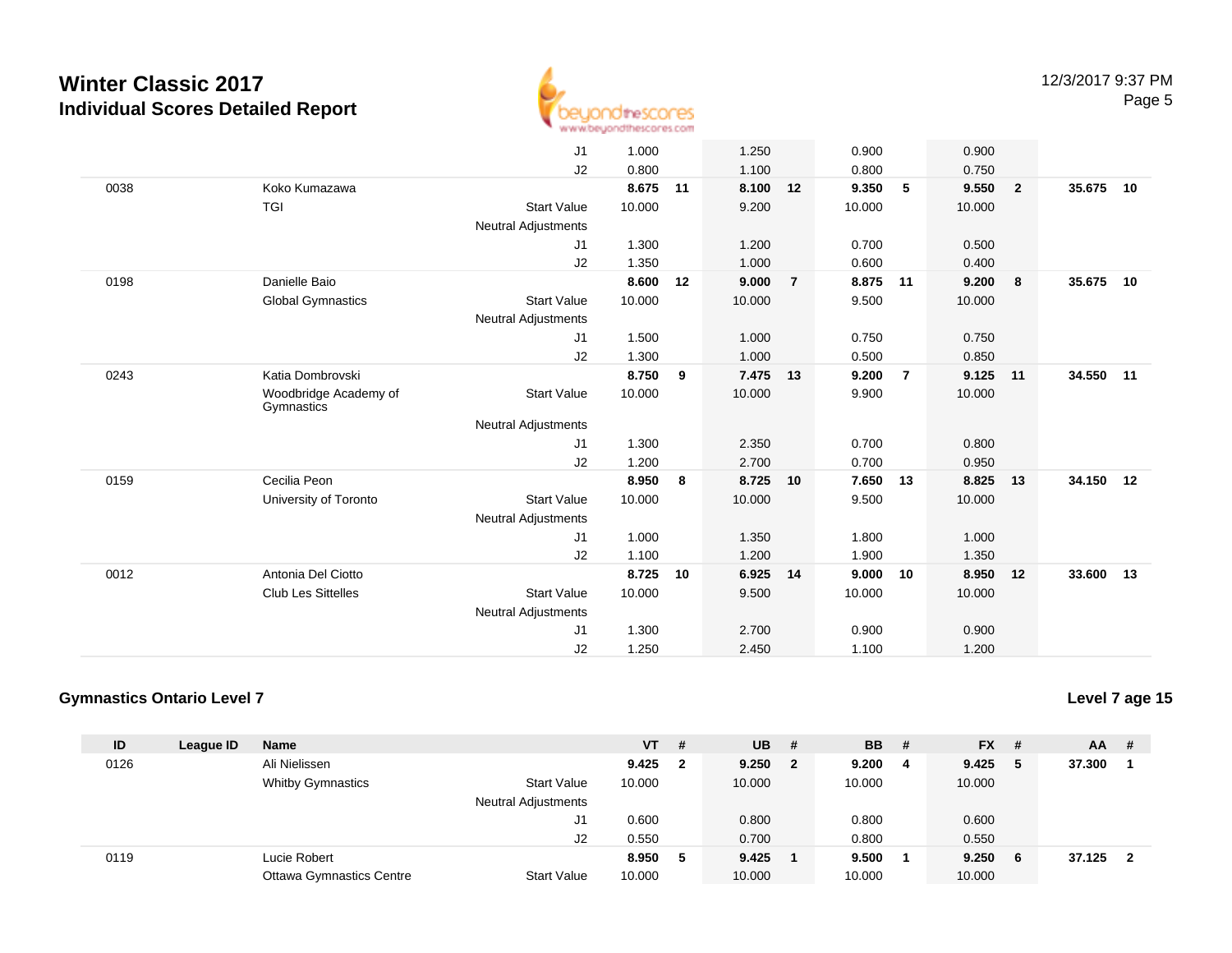| ID | League ID | Name | | VT | # | UB | # | BB | # | FX | # | AA | # |
|---|---|---|---|---|---|---|---|---|---|---|---|---|---|
| | | | J1 | 1.000 | | 1.250 | | 0.900 | | 0.900 | | | |
| | | | J2 | 0.800 | | 1.100 | | 0.800 | | 0.750 | | | |
| 0038 | | Koko Kumazawa | | **8.675** | **11** | **8.100** | **12** | **9.350** | **5** | **9.550** | **2** | **35.675** | **10** |
| | | TGI | Start Value | 10.000 | | 9.200 | | 10.000 | | 10.000 | | | |
| | | | Neutral Adjustments | | | | | | | | | | |
| | | | J1 | 1.300 | | 1.200 | | 0.700 | | 0.500 | | | |
| | | | J2 | 1.350 | | 1.000 | | 0.600 | | 0.400 | | | |
| 0198 | | Danielle Baio | | **8.600** | **12** | **9.000** | **7** | **8.875** | **11** | **9.200** | **8** | **35.675** | **10** |
| | | Global Gymnastics | Start Value | 10.000 | | 10.000 | | 9.500 | | 10.000 | | | |
| | | | Neutral Adjustments | | | | | | | | | | |
| | | | J1 | 1.500 | | 1.000 | | 0.750 | | 0.750 | | | |
| | | | J2 | 1.300 | | 1.000 | | 0.500 | | 0.850 | | | |
| 0243 | | Katia Dombrovski | | **8.750** | **9** | **7.475** | **13** | **9.200** | **7** | **9.125** | **11** | **34.550** | **11** |
| | | Woodbridge Academy of Gymnastics | Start Value | 10.000 | | 10.000 | | 9.900 | | 10.000 | | | |
| | | | Neutral Adjustments | | | | | | | | | | |
| | | | J1 | 1.300 | | 2.350 | | 0.700 | | 0.800 | | | |
| | | | J2 | 1.200 | | 2.700 | | 0.700 | | 0.950 | | | |
| 0159 | | Cecilia Peon | | **8.950** | **8** | **8.725** | **10** | **7.650** | **13** | **8.825** | **13** | **34.150** | **12** |
| | | University of Toronto | Start Value | 10.000 | | 10.000 | | 9.500 | | 10.000 | | | |
| | | | Neutral Adjustments | | | | | | | | | | |
| | | | J1 | 1.000 | | 1.350 | | 1.800 | | 1.000 | | | |
| | | | J2 | 1.100 | | 1.200 | | 1.900 | | 1.350 | | | |
| 0012 | | Antonia Del Ciotto | | **8.725** | **10** | **6.925** | **14** | **9.000** | **10** | **8.950** | **12** | **33.600** | **13** |
| | | Club Les Sittelles | Start Value | 10.000 | | 9.500 | | 10.000 | | 10.000 | | | |
| | | | Neutral Adjustments | | | | | | | | | | |
| | | | J1 | 1.300 | | 2.700 | | 0.900 | | 0.900 | | | |
| | | | J2 | 1.250 | | 2.450 | | 1.100 | | 1.200 | | | |

## Gymnastics Ontario Level 7

**Level 7 age 15**

| ID | League ID | Name | | VT | # | UB | # | BB | # | FX | # | AA | # |
|---|---|---|---|---|---|---|---|---|---|---|---|---|---|
| 0126 | | Ali Nielissen | | **9.425** | **2** | **9.250** | **2** | **9.200** | **4** | **9.425** | **5** | **37.300** | **1** |
| | | Whitby Gymnastics | Start Value | 10.000 | | 10.000 | | 10.000 | | 10.000 | | | |
| | | | Neutral Adjustments | | | | | | | | | | |
| | | | J1 | 0.600 | | 0.800 | | 0.800 | | 0.600 | | | |
| | | | J2 | 0.550 | | 0.700 | | 0.800 | | 0.550 | | | |
| 0119 | | Lucie Robert | | **8.950** | **5** | **9.425** | **1** | **9.500** | **1** | **9.250** | **6** | **37.125** | **2** |
| | | Ottawa Gymnastics Centre | Start Value | 10.000 | | 10.000 | | 10.000 | | 10.000 | | | |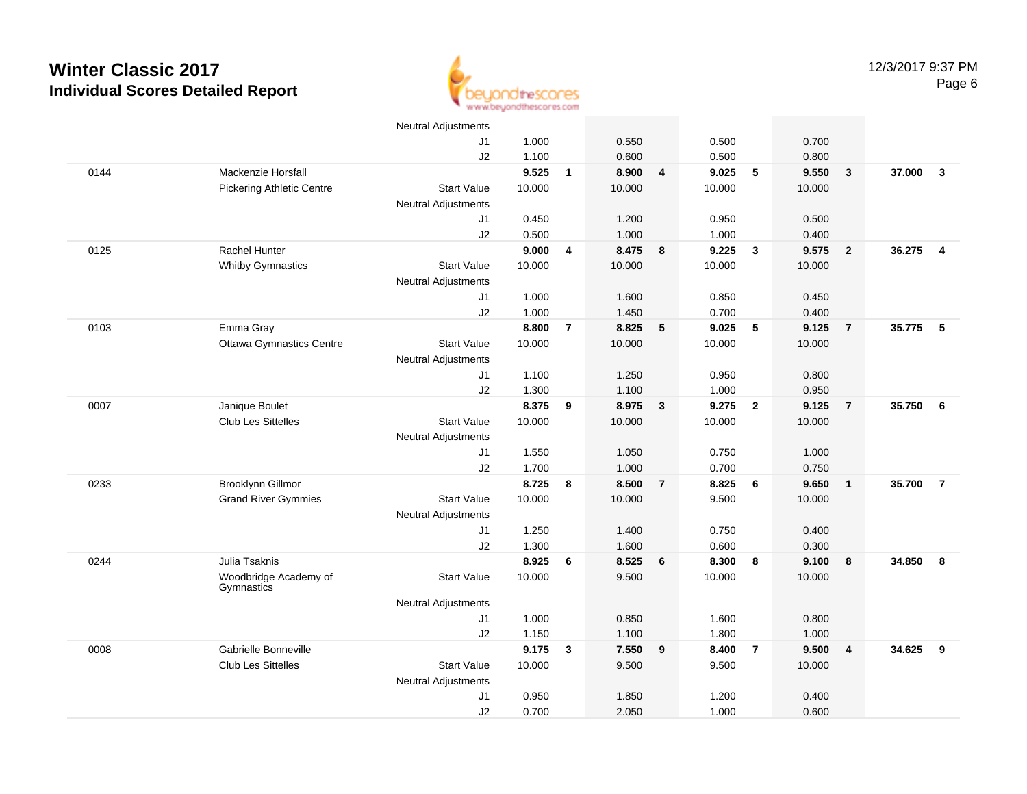# Winter Classic 2017

## Individual Scores Detailed Report

12/3/2017 9:37 PM

| | | | | | | | | | | | | |
|---|---|---|---|---|---|---|---|---|---|---|---|---|
| | | Neutral Adjustments | | | | | | | | | | |
| | | J1 | 1.000 | | 0.550 | | 0.500 | | 0.700 | | | |
| | | J2 | 1.100 | | 0.600 | | 0.500 | | 0.800 | | | |
| 0144 | Mackenzie Horsfall | | **9.525** | **1** | **8.900** | **4** | **9.025** | **5** | **9.550** | **3** | **37.000** | **3** |
| | Pickering Athletic Centre | Start Value | 10.000 | | 10.000 | | 10.000 | | 10.000 | | | |
| | | Neutral Adjustments | | | | | | | | | | |
| | | J1 | 0.450 | | 1.200 | | 0.950 | | 0.500 | | | |
| | | J2 | 0.500 | | 1.000 | | 1.000 | | 0.400 | | | |
| 0125 | Rachel Hunter | | **9.000** | **4** | **8.475** | **8** | **9.225** | **3** | **9.575** | **2** | **36.275** | **4** |
| | Whitby Gymnastics | Start Value | 10.000 | | 10.000 | | 10.000 | | 10.000 | | | |
| | | Neutral Adjustments | | | | | | | | | | |
| | | J1 | 1.000 | | 1.600 | | 0.850 | | 0.450 | | | |
| | | J2 | 1.000 | | 1.450 | | 0.700 | | 0.400 | | | |
| 0103 | Emma Gray | | **8.800** | **7** | **8.825** | **5** | **9.025** | **5** | **9.125** | **7** | **35.775** | **5** |
| | Ottawa Gymnastics Centre | Start Value | 10.000 | | 10.000 | | 10.000 | | 10.000 | | | |
| | | Neutral Adjustments | | | | | | | | | | |
| | | J1 | 1.100 | | 1.250 | | 0.950 | | 0.800 | | | |
| | | J2 | 1.300 | | 1.100 | | 1.000 | | 0.950 | | | |
| 0007 | Janique Boulet | | **8.375** | **9** | **8.975** | **3** | **9.275** | **2** | **9.125** | **7** | **35.750** | **6** |
| | Club Les Sittelles | Start Value | 10.000 | | 10.000 | | 10.000 | | 10.000 | | | |
| | | Neutral Adjustments | | | | | | | | | | |
| | | J1 | 1.550 | | 1.050 | | 0.750 | | 1.000 | | | |
| | | J2 | 1.700 | | 1.000 | | 0.700 | | 0.750 | | | |
| 0233 | Brooklynn Gillmor | | **8.725** | **8** | **8.500** | **7** | **8.825** | **6** | **9.650** | **1** | **35.700** | **7** |
| | Grand River Gymmies | Start Value | 10.000 | | 10.000 | | 9.500 | | 10.000 | | | |
| | | Neutral Adjustments | | | | | | | | | | |
| | | J1 | 1.250 | | 1.400 | | 0.750 | | 0.400 | | | |
| | | J2 | 1.300 | | 1.600 | | 0.600 | | 0.300 | | | |
| 0244 | Julia Tsaknis | | **8.925** | **6** | **8.525** | **6** | **8.300** | **8** | **9.100** | **8** | **34.850** | **8** |
| | Woodbridge Academy of Gymnastics | Start Value | 10.000 | | 9.500 | | 10.000 | | 10.000 | | | |
| | | Neutral Adjustments | | | | | | | | | | |
| | | J1 | 1.000 | | 0.850 | | 1.600 | | 0.800 | | | |
| | | J2 | 1.150 | | 1.100 | | 1.800 | | 1.000 | | | |
| 0008 | Gabrielle Bonneville | | **9.175** | **3** | **7.550** | **9** | **8.400** | **7** | **9.500** | **4** | **34.625** | **9** |
| | Club Les Sittelles | Start Value | 10.000 | | 9.500 | | 9.500 | | 10.000 | | | |
| | | Neutral Adjustments | | | | | | | | | | |
| | | J1 | 0.950 | | 1.850 | | 1.200 | | 0.400 | | | |
| | | J2 | 0.700 | | 2.050 | | 1.000 | | 0.600 | | | |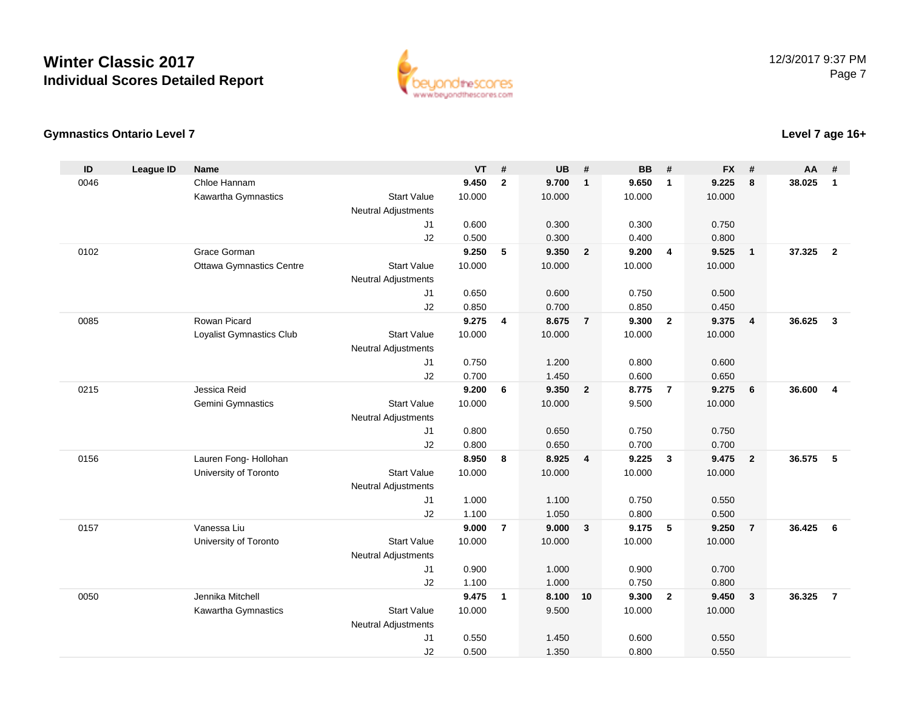# Winter Classic 2017

## Individual Scores Detailed Report

12/3/2017 9:37 PM

### Gymnastics Ontario Level 7

### Level 7 age 16+

| ID | League ID | Name | | VT | # | UB | # | BB | # | FX | # | AA | # |
|---|---|---|---|---|---|---|---|---|---|---|---|---|---|
| 0046 | | Chloe Hannam | | **9.450** | **2** | **9.700** | **1** | **9.650** | **1** | **9.225** | **8** | **38.025** | **1** |
| | | Kawartha Gymnastics | Start Value | 10.000 | | 10.000 | | 10.000 | | 10.000 | | | |
| | | | Neutral Adjustments | | | | | | | | | | |
| | | | J1 | 0.600 | | 0.300 | | 0.300 | | 0.750 | | | |
| | | | J2 | 0.500 | | 0.300 | | 0.400 | | 0.800 | | | |
| 0102 | | Grace Gorman | | **9.250** | **5** | **9.350** | **2** | **9.200** | **4** | **9.525** | **1** | **37.325** | **2** |
| | | Ottawa Gymnastics Centre | Start Value | 10.000 | | 10.000 | | 10.000 | | 10.000 | | | |
| | | | Neutral Adjustments | | | | | | | | | | |
| | | | J1 | 0.650 | | 0.600 | | 0.750 | | 0.500 | | | |
| | | | J2 | 0.850 | | 0.700 | | 0.850 | | 0.450 | | | |
| 0085 | | Rowan Picard | | **9.275** | **4** | **8.675** | **7** | **9.300** | **2** | **9.375** | **4** | **36.625** | **3** |
| | | Loyalist Gymnastics Club | Start Value | 10.000 | | 10.000 | | 10.000 | | 10.000 | | | |
| | | | Neutral Adjustments | | | | | | | | | | |
| | | | J1 | 0.750 | | 1.200 | | 0.800 | | 0.600 | | | |
| | | | J2 | 0.700 | | 1.450 | | 0.600 | | 0.650 | | | |
| 0215 | | Jessica Reid | | **9.200** | **6** | **9.350** | **2** | **8.775** | **7** | **9.275** | **6** | **36.600** | **4** |
| | | Gemini Gymnastics | Start Value | 10.000 | | 10.000 | | 9.500 | | 10.000 | | | |
| | | | Neutral Adjustments | | | | | | | | | | |
| | | | J1 | 0.800 | | 0.650 | | 0.750 | | 0.750 | | | |
| | | | J2 | 0.800 | | 0.650 | | 0.700 | | 0.700 | | | |
| 0156 | | Lauren Fong- Hollohan | | **8.950** | **8** | **8.925** | **4** | **9.225** | **3** | **9.475** | **2** | **36.575** | **5** |
| | | University of Toronto | Start Value | 10.000 | | 10.000 | | 10.000 | | 10.000 | | | |
| | | | Neutral Adjustments | | | | | | | | | | |
| | | | J1 | 1.000 | | 1.100 | | 0.750 | | 0.550 | | | |
| | | | J2 | 1.100 | | 1.050 | | 0.800 | | 0.500 | | | |
| 0157 | | Vanessa Liu | | **9.000** | **7** | **9.000** | **3** | **9.175** | **5** | **9.250** | **7** | **36.425** | **6** |
| | | University of Toronto | Start Value | 10.000 | | 10.000 | | 10.000 | | 10.000 | | | |
| | | | Neutral Adjustments | | | | | | | | | | |
| | | | J1 | 0.900 | | 1.000 | | 0.900 | | 0.700 | | | |
| | | | J2 | 1.100 | | 1.000 | | 0.750 | | 0.800 | | | |
| 0050 | | Jennika Mitchell | | **9.475** | **1** | **8.100** | **10** | **9.300** | **2** | **9.450** | **3** | **36.325** | **7** |
| | | Kawartha Gymnastics | Start Value | 10.000 | | 9.500 | | 10.000 | | 10.000 | | | |
| | | | Neutral Adjustments | | | | | | | | | | |
| | | | J1 | 0.550 | | 1.450 | | 0.600 | | 0.550 | | | |
| | | | J2 | 0.500 | | 1.350 | | 0.800 | | 0.550 | | | |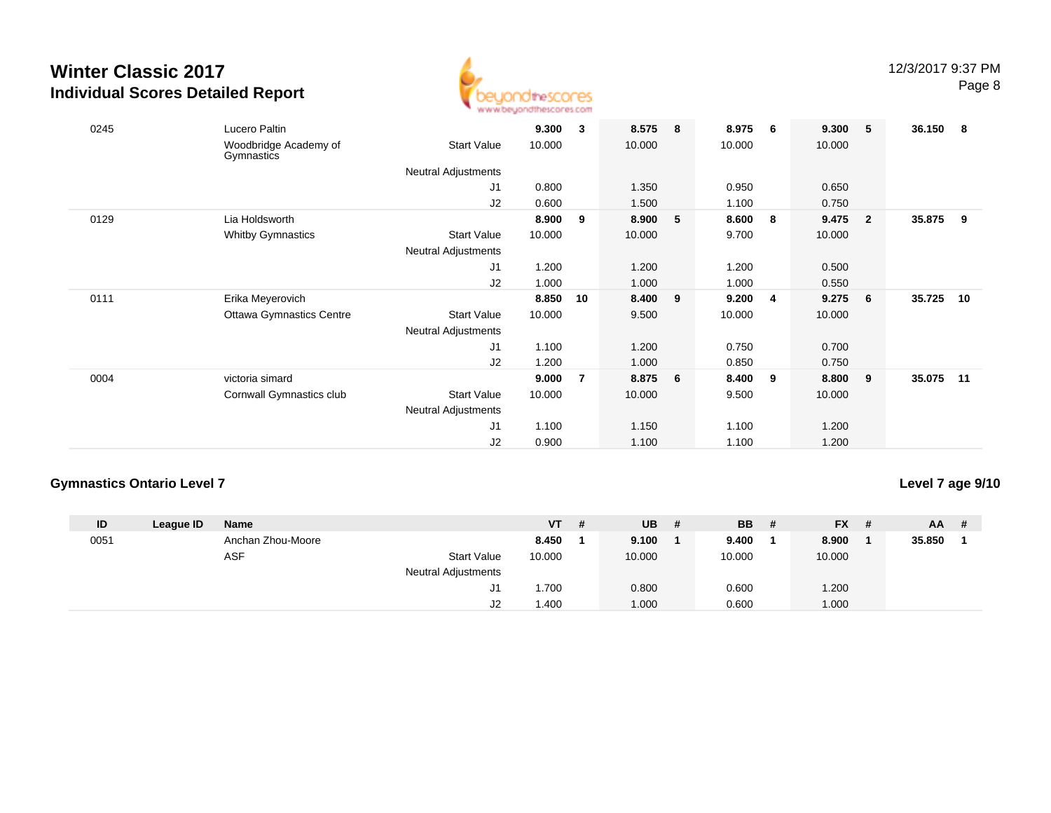# Winter Classic 2017

## Individual Scores Detailed Report

12/3/2017 9:37 PM

| ID | League ID | Name | | VT | # | UB | # | BB | # | FX | # | AA | # |
|---|---|---|---|---|---|---|---|---|---|---|---|---|---|
| 0245 | | Lucero Paltin | | **9.300** | **3** | **8.575** | **8** | **8.975** | **6** | **9.300** | **5** | **36.150** | **8** |
| | | Woodbridge Academy of Gymnastics | Start Value | 10.000 | | 10.000 | | 10.000 | | 10.000 | | | |
| | | | Neutral Adjustments | | | | | | | | | | |
| | | | J1 | 0.800 | | 1.350 | | 0.950 | | 0.650 | | | |
| | | | J2 | 0.600 | | 1.500 | | 1.100 | | 0.750 | | | |
| 0129 | | Lia Holdsworth | | **8.900** | **9** | **8.900** | **5** | **8.600** | **8** | **9.475** | **2** | **35.875** | **9** |
| | | Whitby Gymnastics | Start Value | 10.000 | | 10.000 | | 9.700 | | 10.000 | | | |
| | | | Neutral Adjustments | | | | | | | | | | |
| | | | J1 | 1.200 | | 1.200 | | 1.200 | | 0.500 | | | |
| | | | J2 | 1.000 | | 1.000 | | 1.000 | | 0.550 | | | |
| 0111 | | Erika Meyerovich | | **8.850** | **10** | **8.400** | **9** | **9.200** | **4** | **9.275** | **6** | **35.725** | **10** |
| | | Ottawa Gymnastics Centre | Start Value | 10.000 | | 9.500 | | 10.000 | | 10.000 | | | |
| | | | Neutral Adjustments | | | | | | | | | | |
| | | | J1 | 1.100 | | 1.200 | | 0.750 | | 0.700 | | | |
| | | | J2 | 1.200 | | 1.000 | | 0.850 | | 0.750 | | | |
| 0004 | | victoria simard | | **9.000** | **7** | **8.875** | **6** | **8.400** | **9** | **8.800** | **9** | **35.075** | **11** |
| | | Cornwall Gymnastics club | Start Value | 10.000 | | 10.000 | | 9.500 | | 10.000 | | | |
| | | | Neutral Adjustments | | | | | | | | | | |
| | | | J1 | 1.100 | | 1.150 | | 1.100 | | 1.200 | | | |
| | | | J2 | 0.900 | | 1.100 | | 1.100 | | 1.200 | | | |

### Gymnastics Ontario Level 7

**Level 7 age 9/10**

| ID | League ID | Name | | VT | # | UB | # | BB | # | FX | # | AA | # |
|---|---|---|---|---|---|---|---|---|---|---|---|---|---|
| 0051 | | Anchan Zhou-Moore | | **8.450** | **1** | **9.100** | **1** | **9.400** | **1** | **8.900** | **1** | **35.850** | **1** |
| | | ASF | Start Value | 10.000 | | 10.000 | | 10.000 | | 10.000 | | | |
| | | | Neutral Adjustments | | | | | | | | | | |
| | | | J1 | 1.700 | | 0.800 | | 0.600 | | 1.200 | | | |
| | | | J2 | 1.400 | | 1.000 | | 0.600 | | 1.000 | | | |